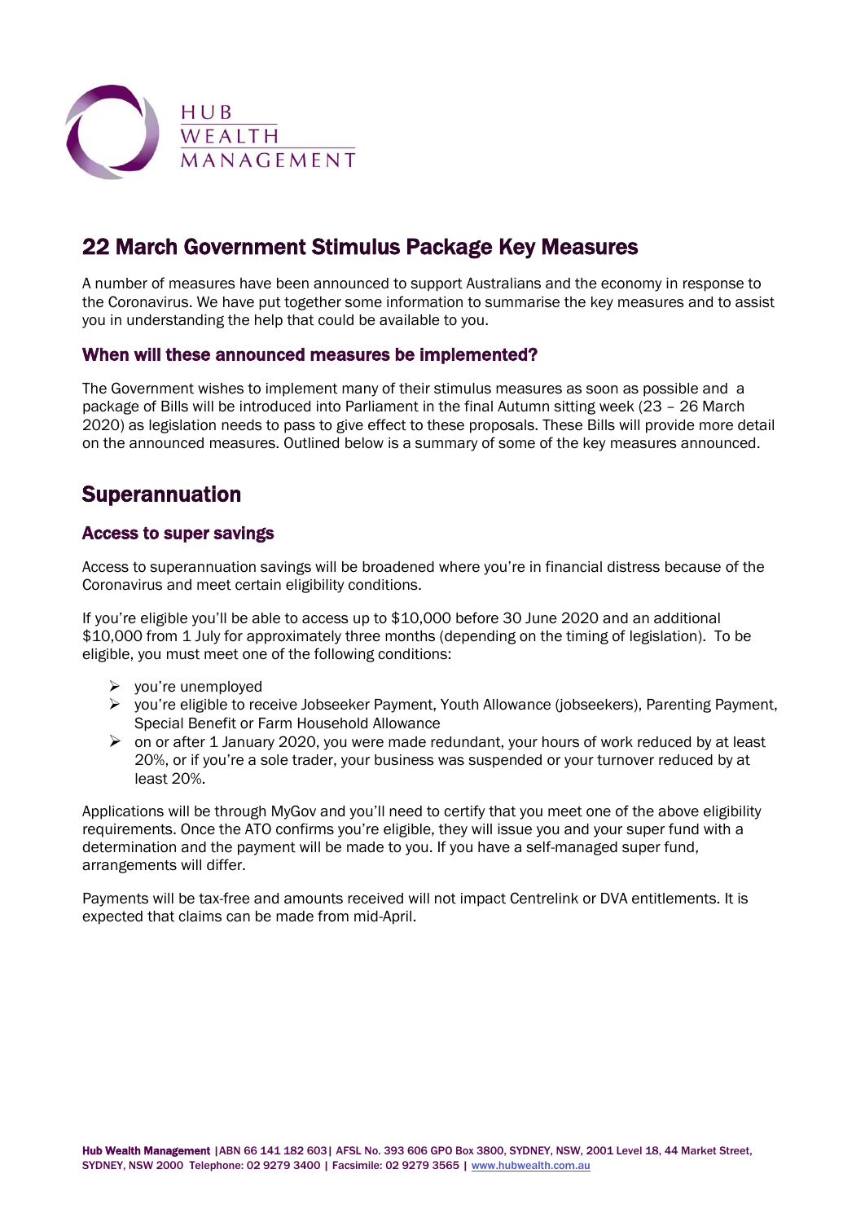# 22 March Government Stimulus Package Key Measures

A number of measures have been announced to support Australians and the economy in response to the Coronavirus. We have put together some information to summarise the key measures and to assist you in understanding the help that could be available to you.

### When will these announced measures be implemented?

The Government wishes to implement many of their stimulus measures as soon as possible and a package of Bills will be introduced into Parliament in the final Autumn sitting week (23 – 26 March 2020) as legislation needs to pass to give effect to these proposals. These Bills will provide more detail on the announced measures. Outlined below is a summary of some of the key measures announced.

## Superannuation

### Access to super savings

Access to superannuation savings will be broadened where you're in financial distress because of the Coronavirus and meet certain eligibility conditions.

If you're eligible you'll be able to access up to $10,000 before 30 June 2020 and an additional $10,000 from 1 July for approximately three months (depending on the timing of legislation). To be eligible, you must meet one of the following conditions:

- you're unemployed
- you're eligible to receive Jobseeker Payment, Youth Allowance (jobseekers), Parenting Payment, Special Benefit or Farm Household Allowance
- on or after 1 January 2020, you were made redundant, your hours of work reduced by at least 20%, or if you're a sole trader, your business was suspended or your turnover reduced by at least 20%.

Applications will be through MyGov and you'll need to certify that you meet one of the above eligibility requirements. Once the ATO confirms you're eligible, they will issue you and your super fund with a determination and the payment will be made to you. If you have a self-managed super fund, arrangements will differ.

Payments will be tax-free and amounts received will not impact Centrelink or DVA entitlements. It is expected that claims can be made from mid-April.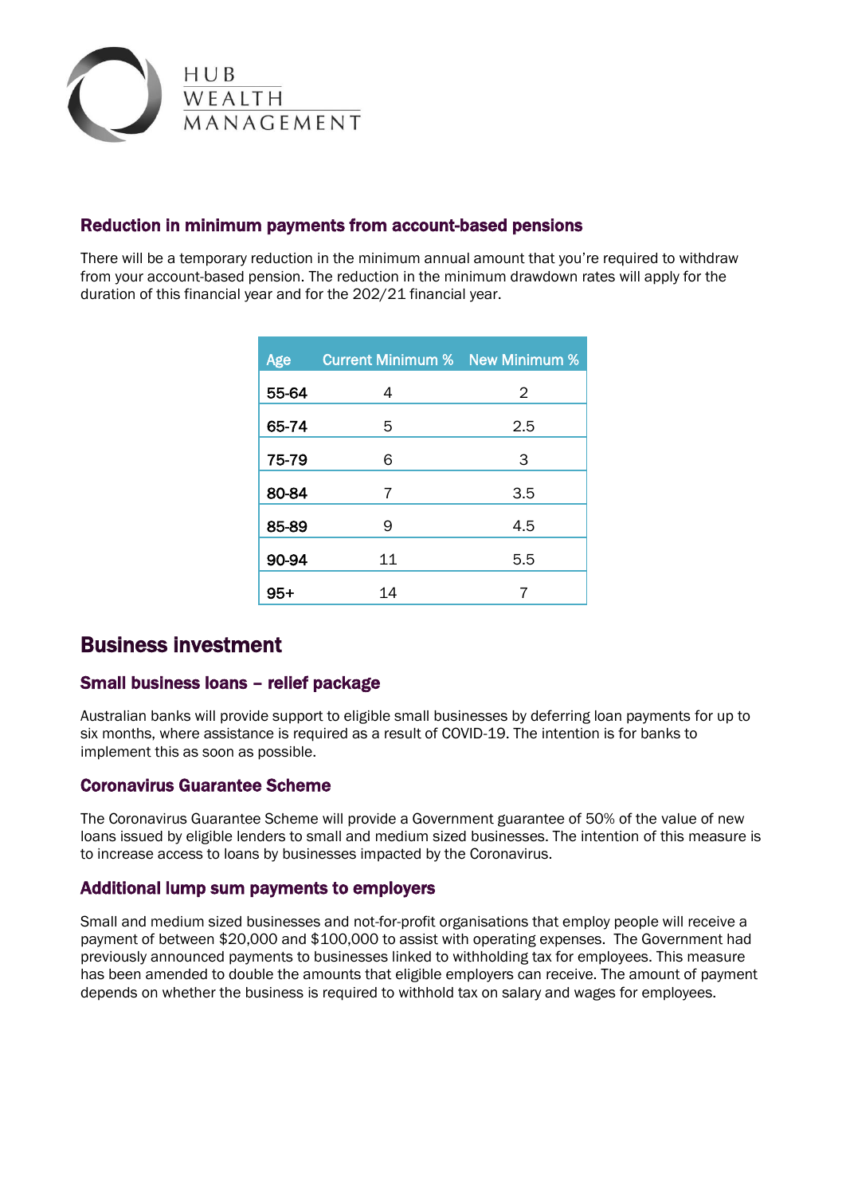### Reduction in minimum payments from account-based pensions

There will be a temporary reduction in the minimum annual amount that you're required to withdraw from your account-based pension. The reduction in the minimum drawdown rates will apply for the duration of this financial year and for the 202/21 financial year.

| Age | Current Minimum % | New Minimum % |
|---|---|---|
| 55-64 | 4 | 2 |
| 65-74 | 5 | 2.5 |
| 75-79 | 6 | 3 |
| 80-84 | 7 | 3.5 |
| 85-89 | 9 | 4.5 |
| 90-94 | 11 | 5.5 |
| 95+ | 14 | 7 |

## Business investment

### Small business loans – relief package

Australian banks will provide support to eligible small businesses by deferring loan payments for up to six months, where assistance is required as a result of COVID-19. The intention is for banks to implement this as soon as possible.

### Coronavirus Guarantee Scheme

The Coronavirus Guarantee Scheme will provide a Government guarantee of 50% of the value of new loans issued by eligible lenders to small and medium sized businesses. The intention of this measure is to increase access to loans by businesses impacted by the Coronavirus.

### Additional lump sum payments to employers

Small and medium sized businesses and not-for-profit organisations that employ people will receive a payment of between $20,000 and $100,000 to assist with operating expenses. The Government had previously announced payments to businesses linked to withholding tax for employees. This measure has been amended to double the amounts that eligible employers can receive. The amount of payment depends on whether the business is required to withhold tax on salary and wages for employees.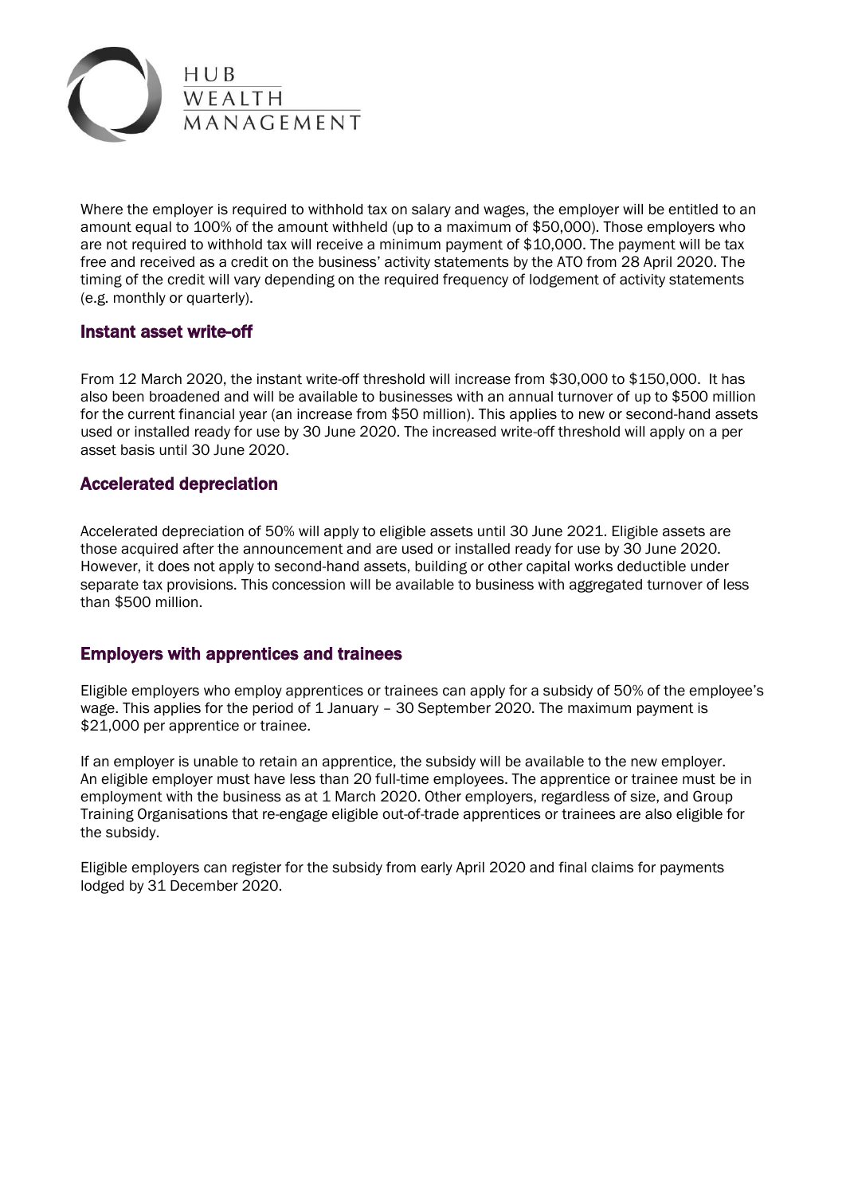Where the employer is required to withhold tax on salary and wages, the employer will be entitled to an amount equal to 100% of the amount withheld (up to a maximum of $50,000). Those employers who are not required to withhold tax will receive a minimum payment of $10,000. The payment will be tax free and received as a credit on the business' activity statements by the ATO from 28 April 2020. The timing of the credit will vary depending on the required frequency of lodgement of activity statements (e.g. monthly or quarterly).

## Instant asset write-off

From 12 March 2020, the instant write-off threshold will increase from $30,000 to $150,000. It has also been broadened and will be available to businesses with an annual turnover of up to $500 million for the current financial year (an increase from $50 million). This applies to new or second-hand assets used or installed ready for use by 30 June 2020. The increased write-off threshold will apply on a per asset basis until 30 June 2020.

## Accelerated depreciation

Accelerated depreciation of 50% will apply to eligible assets until 30 June 2021. Eligible assets are those acquired after the announcement and are used or installed ready for use by 30 June 2020. However, it does not apply to second-hand assets, building or other capital works deductible under separate tax provisions. This concession will be available to business with aggregated turnover of less than $500 million.

## Employers with apprentices and trainees

Eligible employers who employ apprentices or trainees can apply for a subsidy of 50% of the employee's wage. This applies for the period of 1 January – 30 September 2020. The maximum payment is $21,000 per apprentice or trainee.

If an employer is unable to retain an apprentice, the subsidy will be available to the new employer. An eligible employer must have less than 20 full-time employees. The apprentice or trainee must be in employment with the business as at 1 March 2020. Other employers, regardless of size, and Group Training Organisations that re-engage eligible out-of-trade apprentices or trainees are also eligible for the subsidy.

Eligible employers can register for the subsidy from early April 2020 and final claims for payments lodged by 31 December 2020.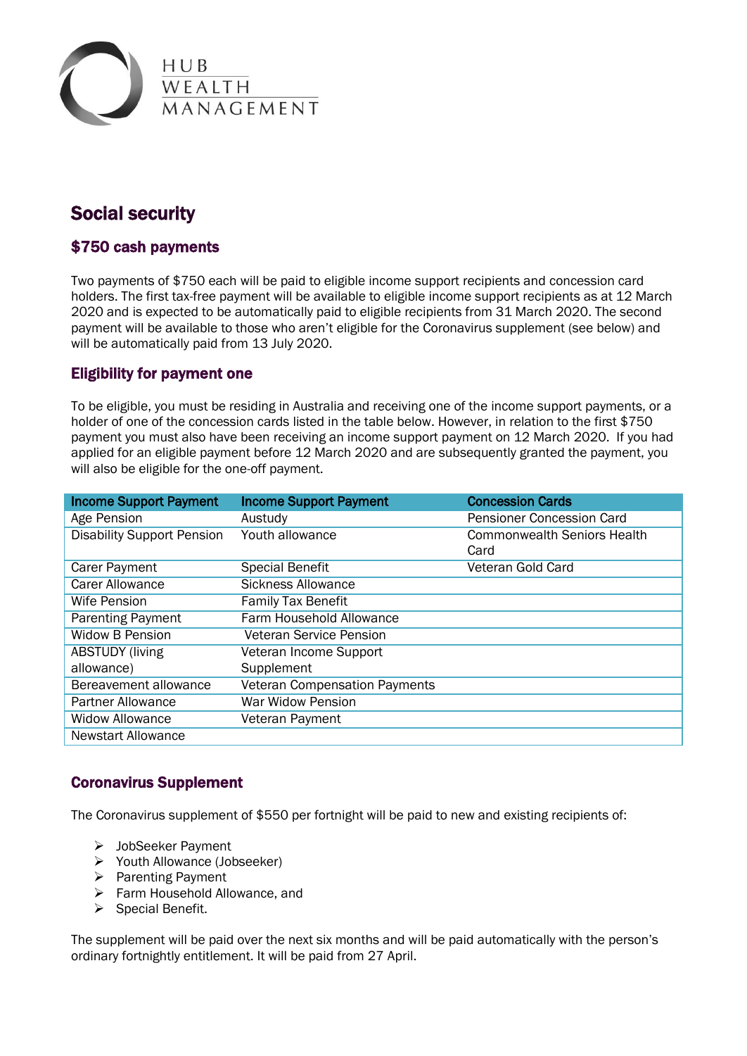# Social security

## $750 cash payments

Two payments of $750 each will be paid to eligible income support recipients and concession card holders. The first tax-free payment will be available to eligible income support recipients as at 12 March 2020 and is expected to be automatically paid to eligible recipients from 31 March 2020. The second payment will be available to those who aren't eligible for the Coronavirus supplement (see below) and will be automatically paid from 13 July 2020.

## Eligibility for payment one

To be eligible, you must be residing in Australia and receiving one of the income support payments, or a holder of one of the concession cards listed in the table below. However, in relation to the first $750 payment you must also have been receiving an income support payment on 12 March 2020. If you had applied for an eligible payment before 12 March 2020 and are subsequently granted the payment, you will also be eligible for the one-off payment.

| Income Support Payment | Income Support Payment | Concession Cards |
|---|---|---|
| Age Pension | Austudy | Pensioner Concession Card |
| Disability Support Pension | Youth allowance | Commonwealth Seniors Health Card |
| Carer Payment | Special Benefit | Veteran Gold Card |
| Carer Allowance | Sickness Allowance | |
| Wife Pension | Family Tax Benefit | |
| Parenting Payment | Farm Household Allowance | |
| Widow B Pension | Veteran Service Pension | |
| ABSTUDY (living allowance) | Veteran Income Support Supplement | |
| Bereavement allowance | Veteran Compensation Payments | |
| Partner Allowance | War Widow Pension | |
| Widow Allowance | Veteran Payment | |
| Newstart Allowance | | |

## Coronavirus Supplement

The Coronavirus supplement of $550 per fortnight will be paid to new and existing recipients of:

- JobSeeker Payment
- Youth Allowance (Jobseeker)
- Parenting Payment
- Farm Household Allowance, and
- Special Benefit.

The supplement will be paid over the next six months and will be paid automatically with the person's ordinary fortnightly entitlement. It will be paid from 27 April.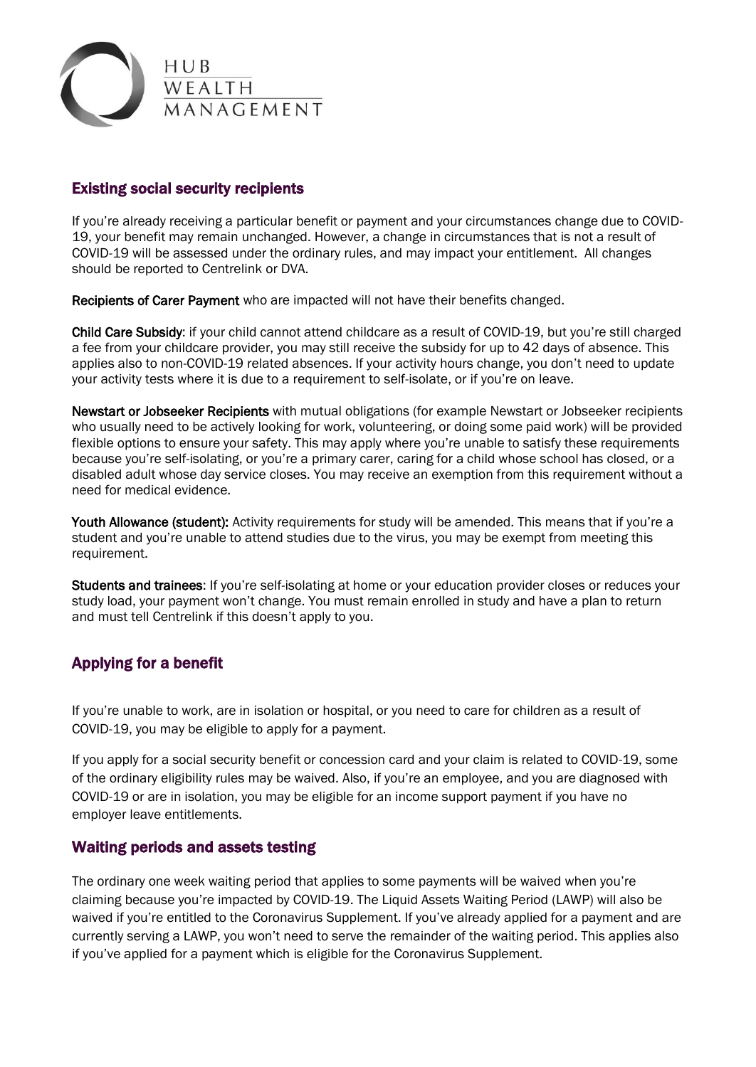## Existing social security recipients

If you're already receiving a particular benefit or payment and your circumstances change due to COVID-19, your benefit may remain unchanged. However, a change in circumstances that is not a result of COVID-19 will be assessed under the ordinary rules, and may impact your entitlement. All changes should be reported to Centrelink or DVA.

**Recipients of Carer Payment** who are impacted will not have their benefits changed.

**Child Care Subsidy**: if your child cannot attend childcare as a result of COVID-19, but you're still charged a fee from your childcare provider, you may still receive the subsidy for up to 42 days of absence. This applies also to non-COVID-19 related absences. If your activity hours change, you don't need to update your activity tests where it is due to a requirement to self-isolate, or if you're on leave.

**Newstart or Jobseeker Recipients** with mutual obligations (for example Newstart or Jobseeker recipients who usually need to be actively looking for work, volunteering, or doing some paid work) will be provided flexible options to ensure your safety. This may apply where you're unable to satisfy these requirements because you're self-isolating, or you're a primary carer, caring for a child whose school has closed, or a disabled adult whose day service closes. You may receive an exemption from this requirement without a need for medical evidence.

**Youth Allowance (student):** Activity requirements for study will be amended. This means that if you're a student and you're unable to attend studies due to the virus, you may be exempt from meeting this requirement.

**Students and trainees**: If you're self-isolating at home or your education provider closes or reduces your study load, your payment won't change. You must remain enrolled in study and have a plan to return and must tell Centrelink if this doesn't apply to you.

## Applying for a benefit

If you're unable to work, are in isolation or hospital, or you need to care for children as a result of COVID-19, you may be eligible to apply for a payment.

If you apply for a social security benefit or concession card and your claim is related to COVID-19, some of the ordinary eligibility rules may be waived. Also, if you're an employee, and you are diagnosed with COVID-19 or are in isolation, you may be eligible for an income support payment if you have no employer leave entitlements.

## Waiting periods and assets testing

The ordinary one week waiting period that applies to some payments will be waived when you're claiming because you're impacted by COVID-19. The Liquid Assets Waiting Period (LAWP) will also be waived if you're entitled to the Coronavirus Supplement. If you've already applied for a payment and are currently serving a LAWP, you won't need to serve the remainder of the waiting period. This applies also if you've applied for a payment which is eligible for the Coronavirus Supplement.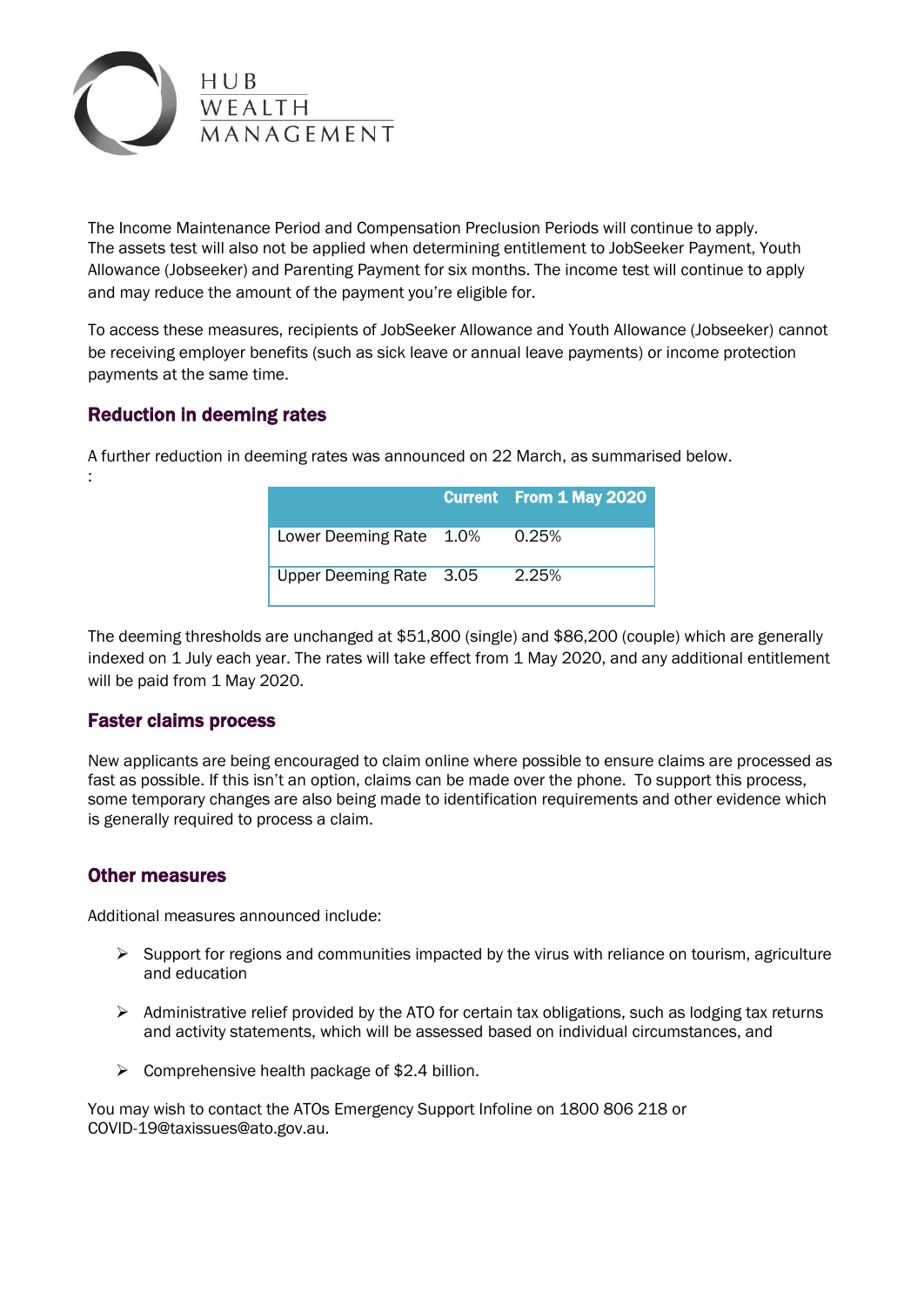The Income Maintenance Period and Compensation Preclusion Periods will continue to apply. The assets test will also not be applied when determining entitlement to JobSeeker Payment, Youth Allowance (Jobseeker) and Parenting Payment for six months. The income test will continue to apply and may reduce the amount of the payment you're eligible for.

To access these measures, recipients of JobSeeker Allowance and Youth Allowance (Jobseeker) cannot be receiving employer benefits (such as sick leave or annual leave payments) or income protection payments at the same time.

## Reduction in deeming rates

A further reduction in deeming rates was announced on 22 March, as summarised below.
:

| | Current | From 1 May 2020 |
|---|---|---|
| Lower Deeming Rate | 1.0% | 0.25% |
| Upper Deeming Rate | 3.05 | 2.25% |

The deeming thresholds are unchanged at $51,800 (single) and $86,200 (couple) which are generally indexed on 1 July each year. The rates will take effect from 1 May 2020, and any additional entitlement will be paid from 1 May 2020.

## Faster claims process

New applicants are being encouraged to claim online where possible to ensure claims are processed as fast as possible. If this isn't an option, claims can be made over the phone. To support this process, some temporary changes are also being made to identification requirements and other evidence which is generally required to process a claim.

## Other measures

Additional measures announced include:

- Support for regions and communities impacted by the virus with reliance on tourism, agriculture and education
- Administrative relief provided by the ATO for certain tax obligations, such as lodging tax returns and activity statements, which will be assessed based on individual circumstances, and
- Comprehensive health package of $2.4 billion.

You may wish to contact the ATOs Emergency Support Infoline on 1800 806 218 or COVID-19@taxissues@ato.gov.au.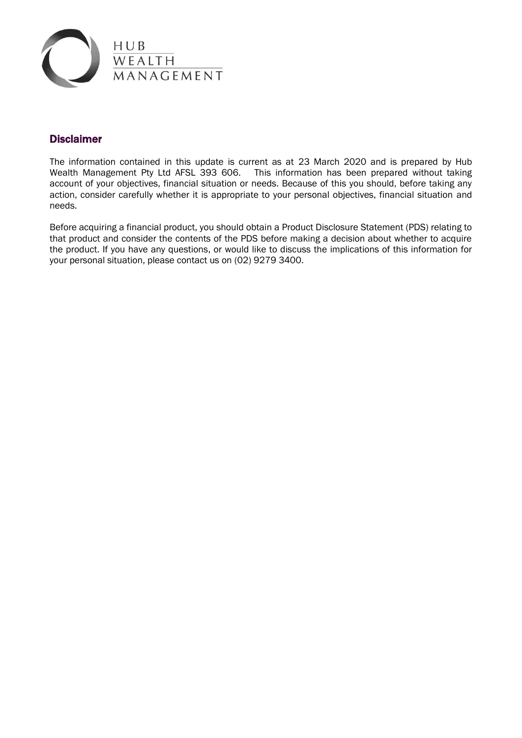HUB
WEALTH
MANAGEMENT

## Disclaimer

The information contained in this update is current as at 23 March 2020 and is prepared by Hub Wealth Management Pty Ltd AFSL 393 606. This information has been prepared without taking account of your objectives, financial situation or needs. Because of this you should, before taking any action, consider carefully whether it is appropriate to your personal objectives, financial situation and needs.

Before acquiring a financial product, you should obtain a Product Disclosure Statement (PDS) relating to that product and consider the contents of the PDS before making a decision about whether to acquire the product. If you have any questions, or would like to discuss the implications of this information for your personal situation, please contact us on (02) 9279 3400.